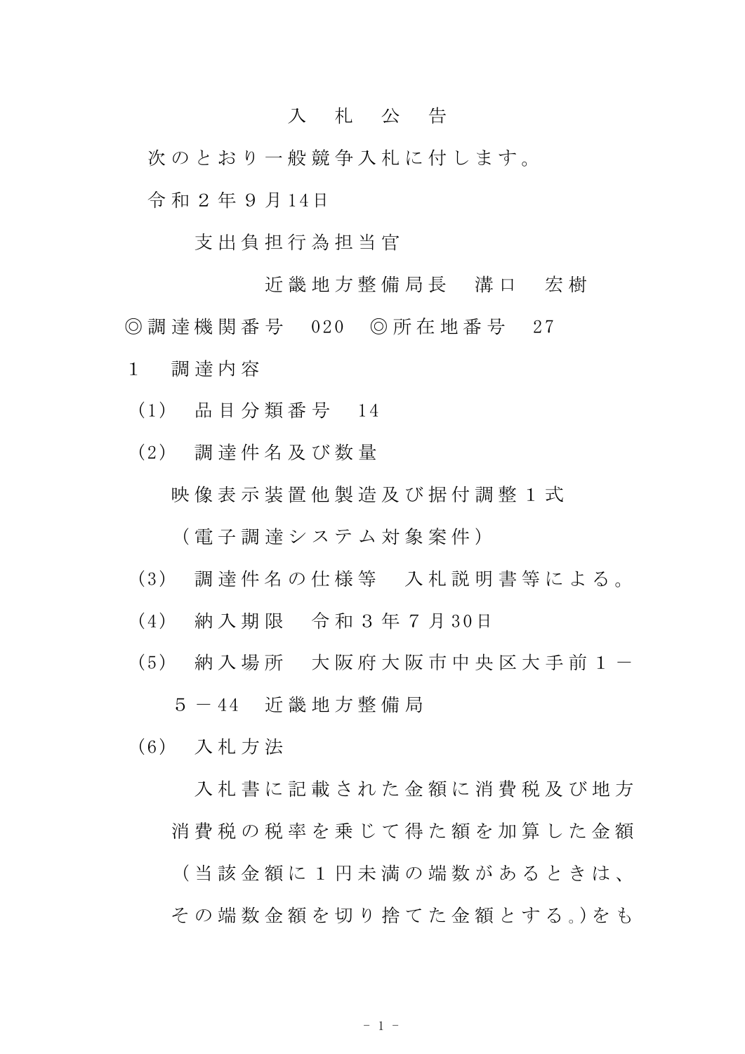# 入　札　公　告

次のとおり一般競争入札に付します。

令和２年９月14日

支出負担行為担当官

近畿地方整備局長　溝口　宏樹

◎調達機関番号　020　◎所在地番号　27

１　調達内容

（1）　品目分類番号　14

（2）　調達件名及び数量

映像表示装置他製造及び据付調整１式

（電子調達システム対象案件）

（3）　調達件名の仕様等　入札説明書等による。

（4）　納入期限　令和３年７月30日

（5）　納入場所　大阪府大阪市中央区大手前１－５－44　近畿地方整備局

（6）　入札方法

入札書に記載された金額に消費税及び地方消費税の税率を乗じて得た額を加算した金額（当該金額に１円未満の端数があるときは、その端数金額を切り捨てた金額とする。）をも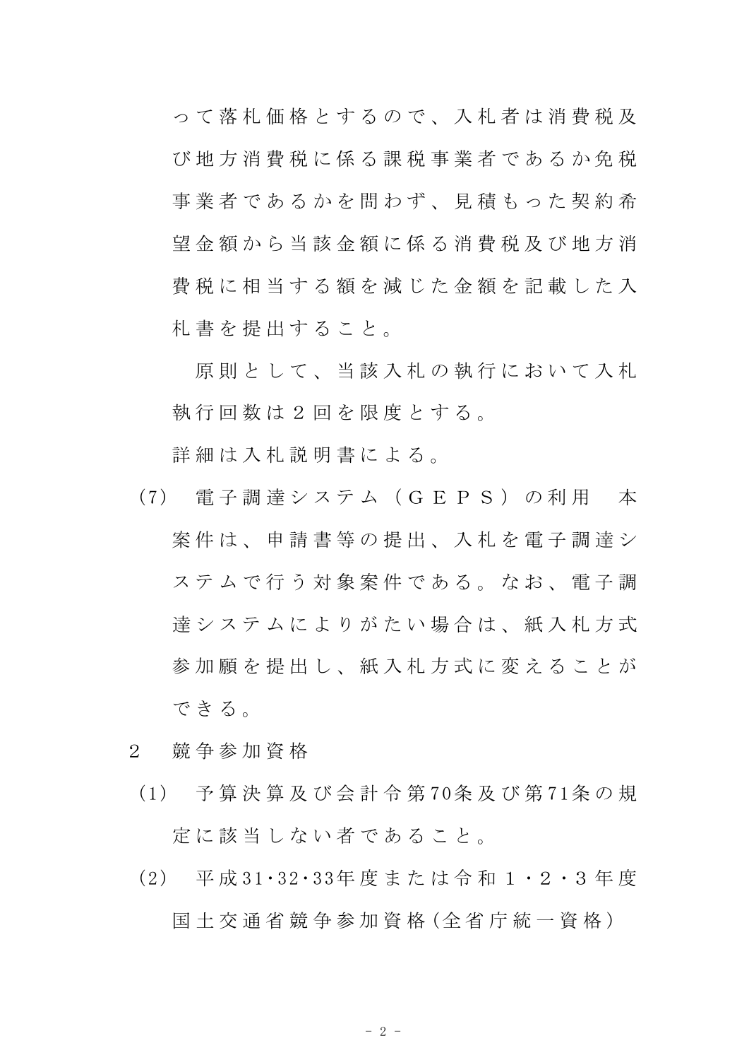って落札価格とするので、入札者は消費税及び地方消費税に係る課税事業者であるか免税事業者であるかを問わず、見積もった契約希望金額から当該金額に係る消費税及び地方消費税に相当する額を減じた金額を記載した入札書を提出すること。

原則として、当該入札の執行において入札執行回数は２回を限度とする。

詳細は入札説明書による。

(7) 電子調達システム（ＧＥＰＳ）の利用　本案件は、申請書等の提出、入札を電子調達システムで行う対象案件である。なお、電子調達システムによりがたい場合は、紙入札方式参加願を提出し、紙入札方式に変えることができる。

2　競争参加資格

(1) 予算決算及び会計令第70条及び第71条の規定に該当しない者であること。

(2) 平成31･32･33年度または令和１・２・３年度国土交通省競争参加資格(全省庁統一資格)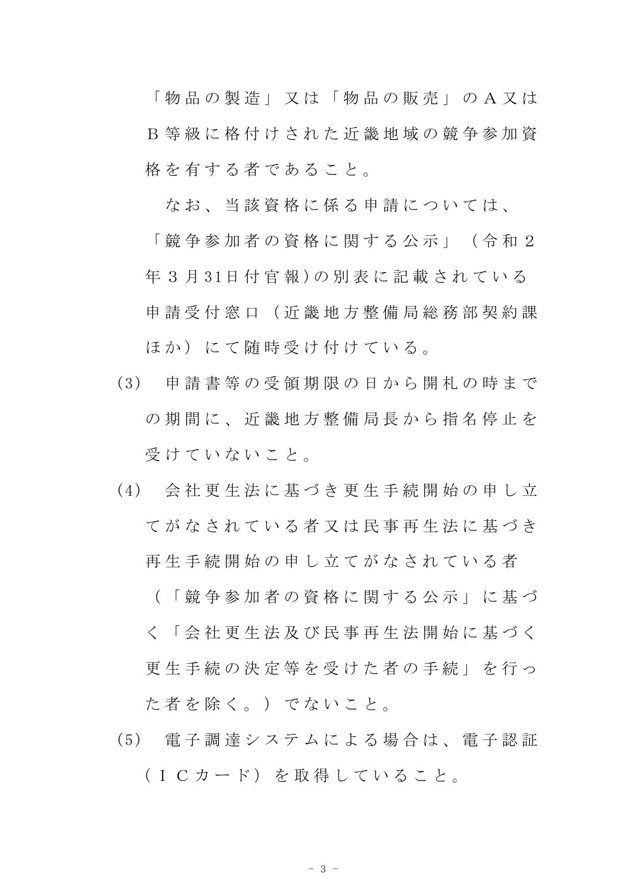「物品の製造」又は「物品の販売」のＡ又はＢ等級に格付けされた近畿地域の競争参加資格を有する者であること。

なお、当該資格に係る申請については、「競争参加者の資格に関する公示」（令和２年３月31日付官報)の別表に記載されている申請受付窓口（近畿地方整備局総務部契約課ほか）にて随時受け付けている。

(3)　申請書等の受領期限の日から開札の時までの期間に、近畿地方整備局長から指名停止を受けていないこと。

(4)　会社更生法に基づき更生手続開始の申し立てがなされている者又は民事再生法に基づき再生手続開始の申し立てがなされている者（「競争参加者の資格に関する公示」に基づく「会社更生法及び民事再生法開始に基づく更生手続の決定等を受けた者の手続」を行った者を除く。）でないこと。

(5)　電子調達システムによる場合は、電子認証（ＩＣカード）を取得していること。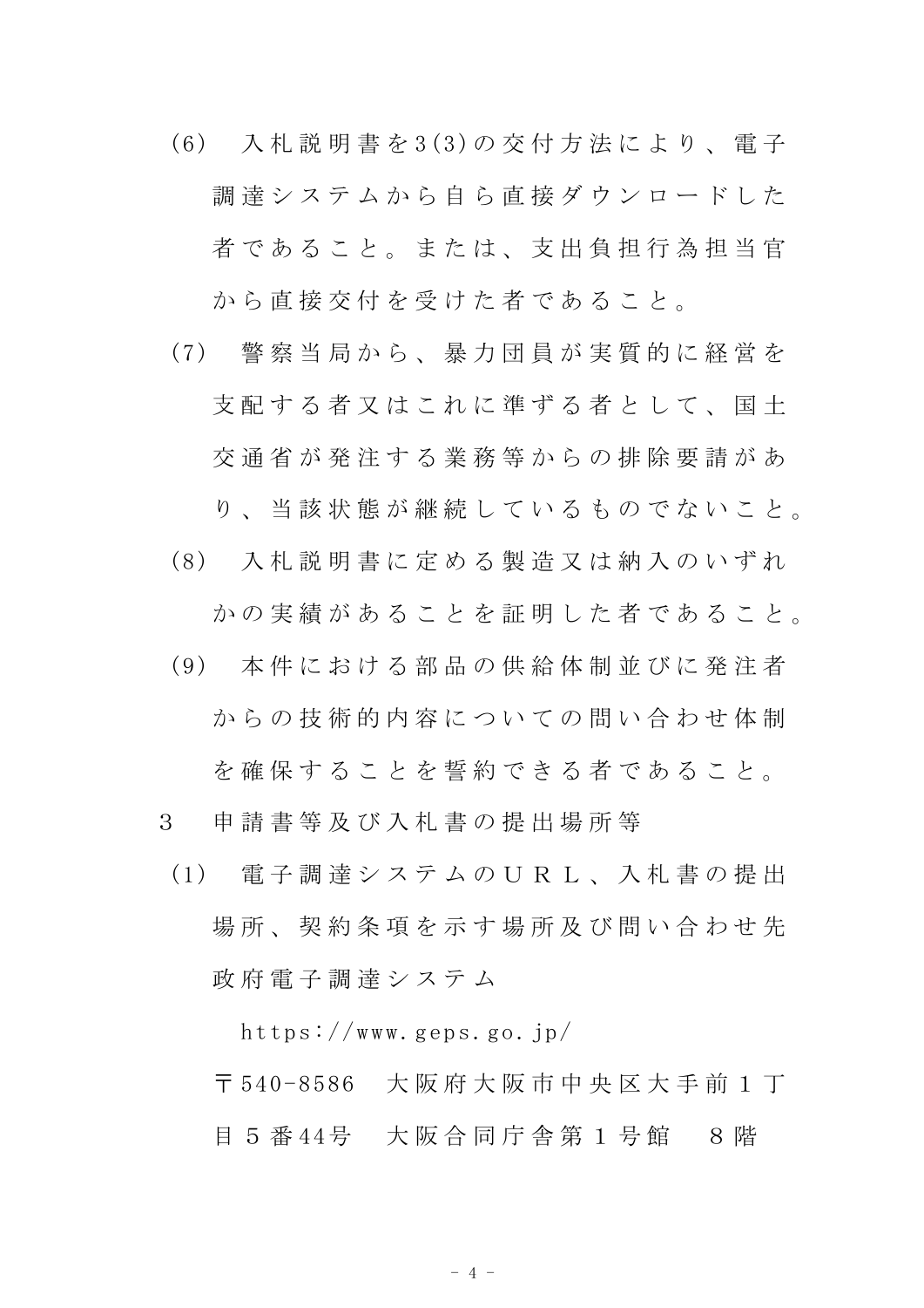(6)　入札説明書を3(3)の交付方法により、電子調達システムから自ら直接ダウンロードした者であること。または、支出負担行為担当官から直接交付を受けた者であること。

(7)　警察当局から、暴力団員が実質的に経営を支配する者又はこれに準ずる者として、国土交通省が発注する業務等からの排除要請があり、当該状態が継続しているものでないこと。

(8)　入札説明書に定める製造又は納入のいずれかの実績があることを証明した者であること。

(9)　本件における部品の供給体制並びに発注者からの技術的内容についての問い合わせ体制を確保することを誓約できる者であること。

3　申請書等及び入札書の提出場所等

(1)　電子調達システムのＵＲＬ、入札書の提出場所、契約条項を示す場所及び問い合わせ先

政府電子調達システム

https://www.geps.go.jp/

〒540-8586　大阪府大阪市中央区大手前１丁目５番44号　大阪合同庁舎第１号館　８階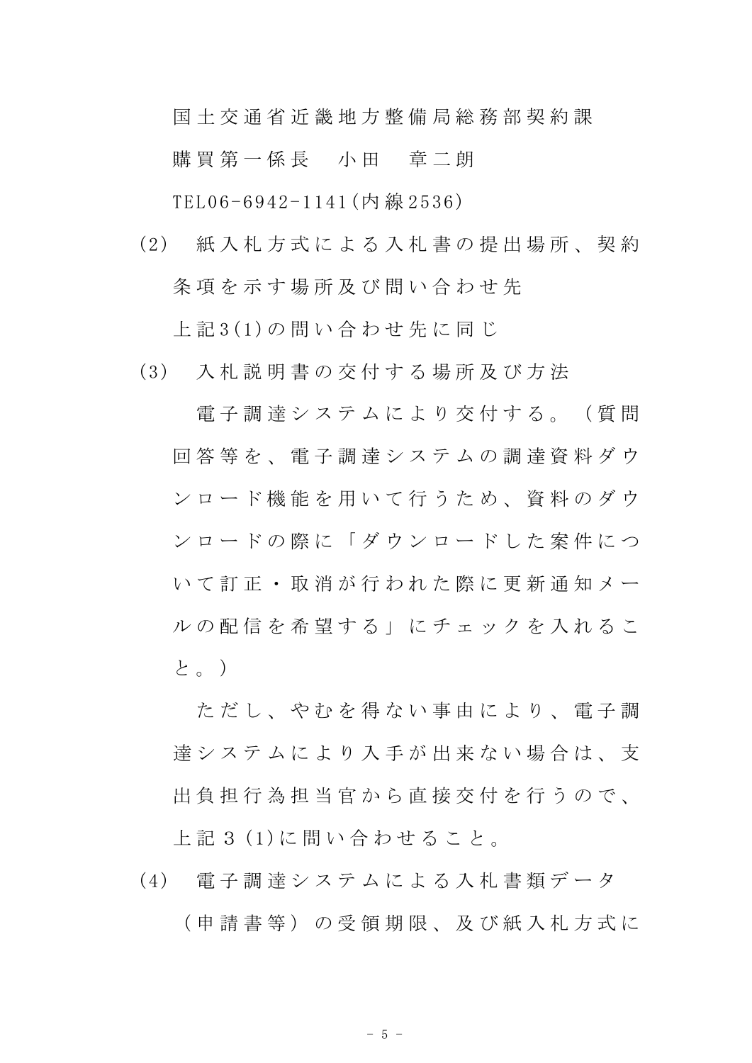国土交通省近畿地方整備局総務部契約課

購買第一係長　小田　章二朗

TEL06-6942-1141(内線2536)

(2)　紙入札方式による入札書の提出場所、契約条項を示す場所及び問い合わせ先

上記3(1)の問い合わせ先に同じ

(3)　入札説明書の交付する場所及び方法

電子調達システムにより交付する。（質問回答等を、電子調達システムの調達資料ダウンロード機能を用いて行うため、資料のダウンロードの際に「ダウンロードした案件について訂正・取消が行われた際に更新通知メールの配信を希望する」にチェックを入れること。）

ただし、やむを得ない事由により、電子調達システムにより入手が出来ない場合は、支出負担行為担当官から直接交付を行うので、上記３(1)に問い合わせること。

(4)　電子調達システムによる入札書類データ（申請書等）の受領期限、及び紙入札方式に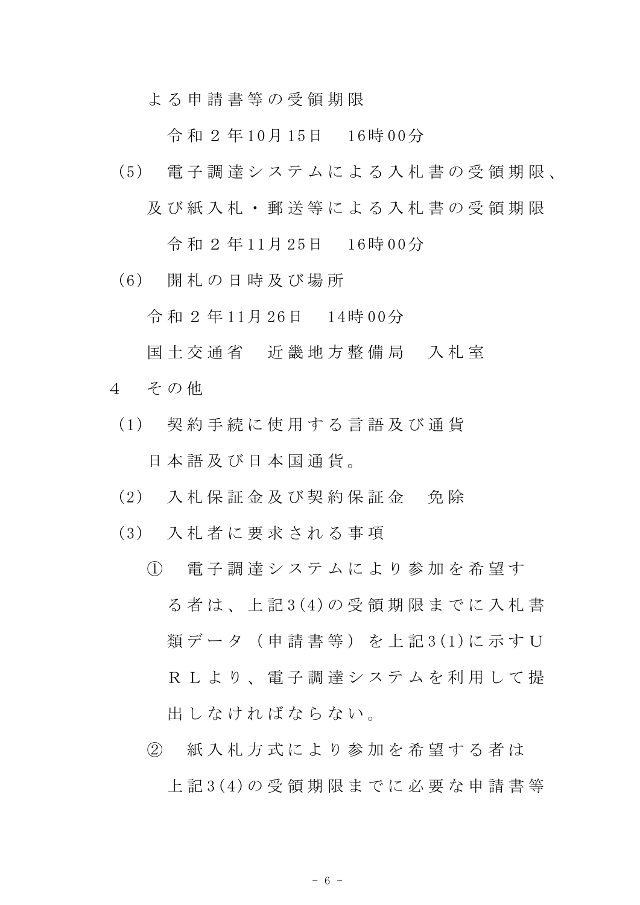よる申請書等の受領期限

令和２年10月15日　16時00分

(5)　電子調達システムによる入札書の受領期限、及び紙入札・郵送等による入札書の受領期限

令和２年11月25日　16時00分

(6)　開札の日時及び場所

令和２年11月26日　14時00分

国土交通省　近畿地方整備局　入札室

4　その他

(1)　契約手続に使用する言語及び通貨

日本語及び日本国通貨。

(2)　入札保証金及び契約保証金　免除

(3)　入札者に要求される事項

①　電子調達システムにより参加を希望する者は、上記3(4)の受領期限までに入札書類データ（申請書等）を上記3(1)に示すＵＲＬより、電子調達システムを利用して提出しなければならない。

②　紙入札方式により参加を希望する者は上記3(4)の受領期限までに必要な申請書等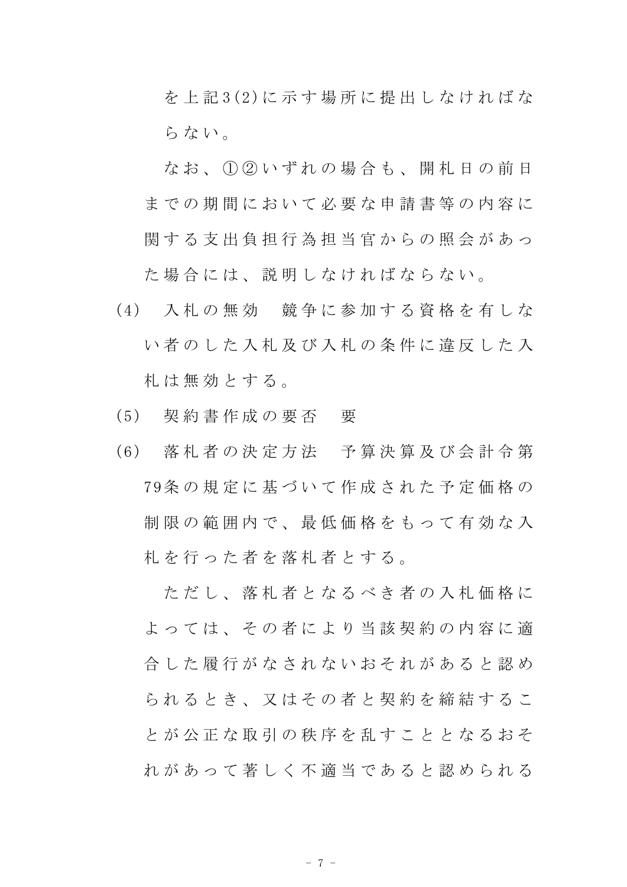を上記3(2)に示す場所に提出しなければならない。

なお、①②いずれの場合も、開札日の前日までの期間において必要な申請書等の内容に関する支出負担行為担当官からの照会があった場合には、説明しなければならない。

(4) 入札の無効　競争に参加する資格を有しない者のした入札及び入札の条件に違反した入札は無効とする。

(5) 契約書作成の要否　要

(6) 落札者の決定方法　予算決算及び会計令第79条の規定に基づいて作成された予定価格の制限の範囲内で、最低価格をもって有効な入札を行った者を落札者とする。

ただし、落札者となるべき者の入札価格によっては、その者により当該契約の内容に適合した履行がなされないおそれがあると認められるとき、又はその者と契約を締結することが公正な取引の秩序を乱すこととなるおそれがあって著しく不適当であると認められる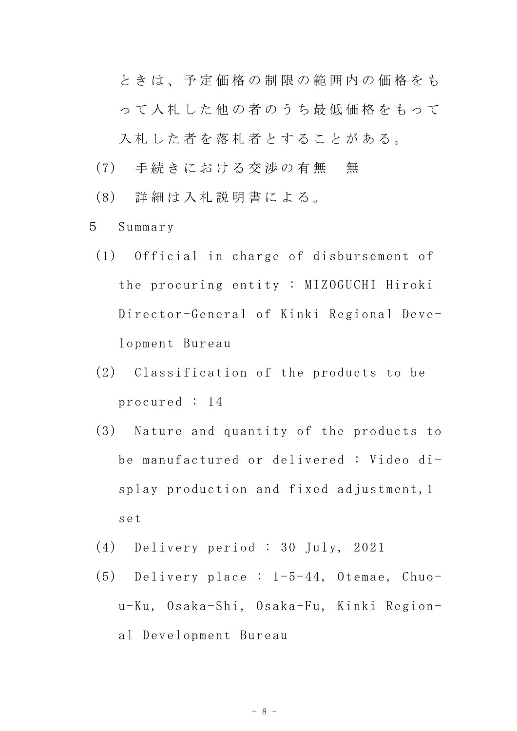ときは、予定価格の制限の範囲内の価格をもって入札した他の者のうち最低価格をもって入札した者を落札者とすることがある。

(7) 手続きにおける交渉の有無　無

(8) 詳細は入札説明書による。

5　Summary

(1) Official in charge of disbursement of the procuring entity : MIZOGUCHI Hiroki Director-General of Kinki Regional Development Bureau

(2) Classification of the products to be procured : 14

(3) Nature and quantity of the products to be manufactured or delivered : Video display production and fixed adjustment,1 set

(4) Delivery period : 30 July, 2021

(5) Delivery place : 1-5-44, Otemae, Chuo-u-Ku, Osaka-Shi, Osaka-Fu, Kinki Regional Development Bureau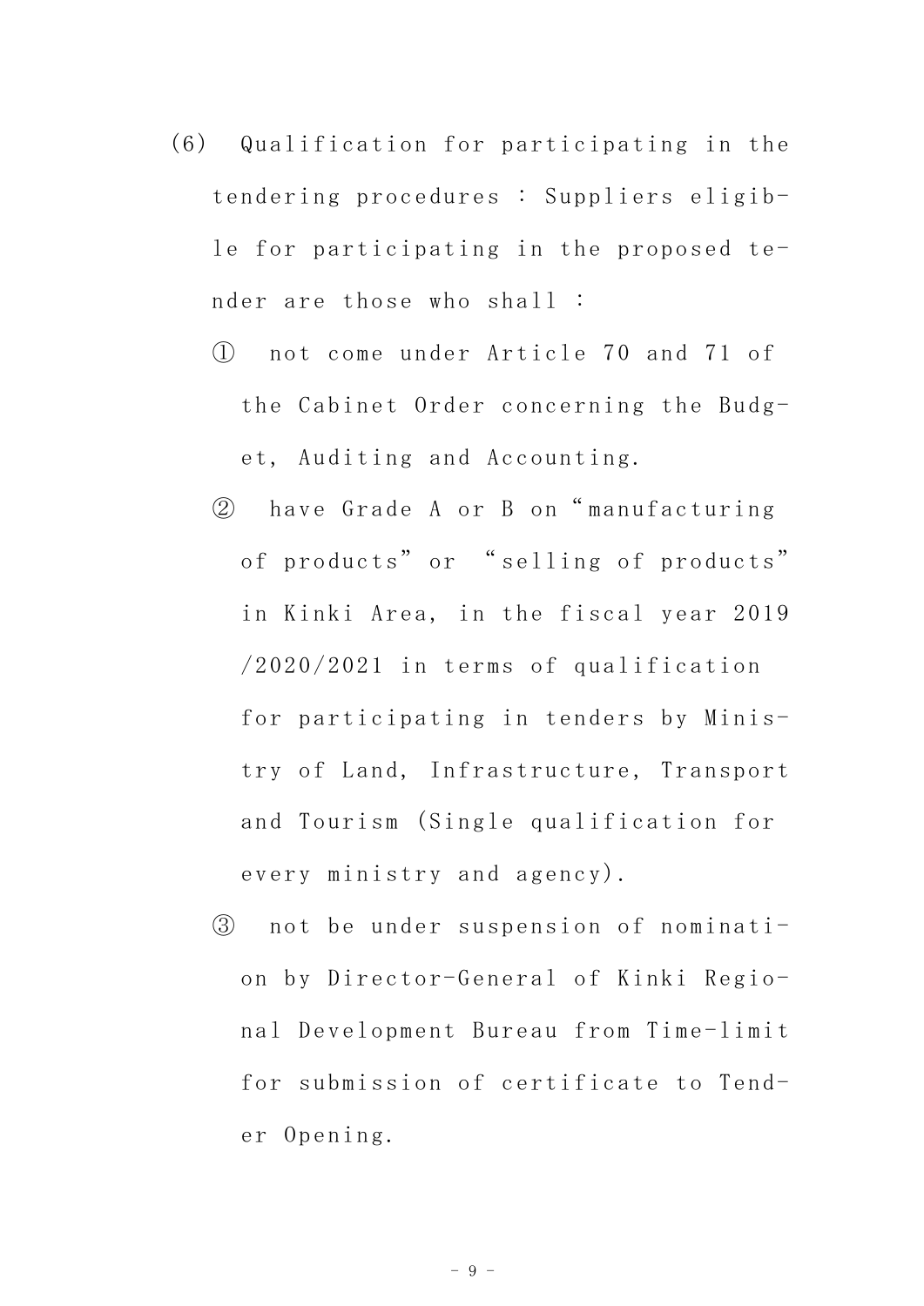(6) Qualification for participating in the tendering procedures : Suppliers eligible for participating in the proposed tender are those who shall :

① not come under Article 70 and 71 of the Cabinet Order concerning the Budget, Auditing and Accounting.

② have Grade A or B on “manufacturing of products” or “selling of products” in Kinki Area, in the fiscal year 2019/2020/2021 in terms of qualification for participating in tenders by Ministry of Land, Infrastructure, Transport and Tourism (Single qualification for every ministry and agency).

③ not be under suspension of nomination by Director-General of Kinki Regional Development Bureau from Time-limit for submission of certificate to Tender Opening.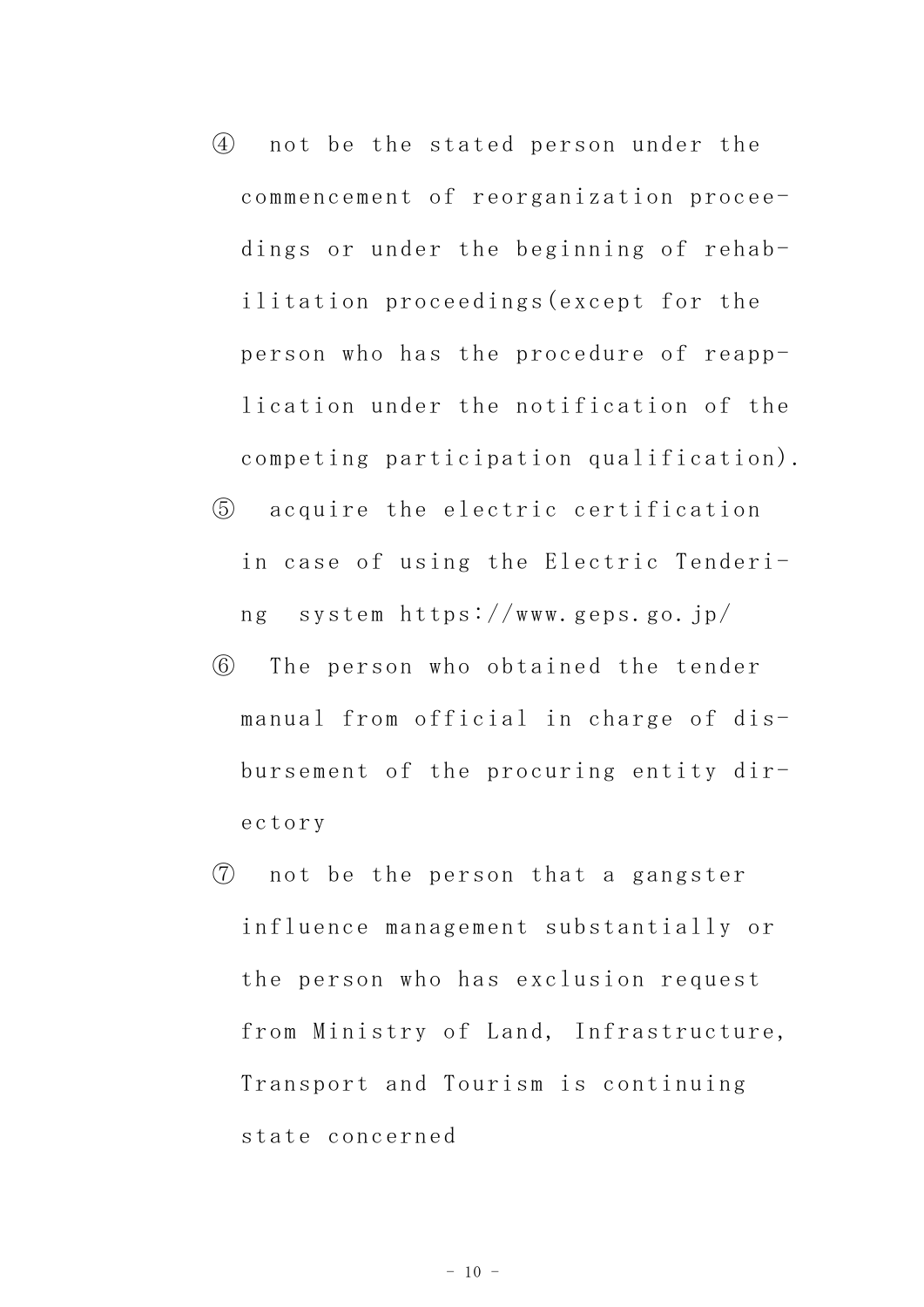④ not be the stated person under the commencement of reorganization proceedings or under the beginning of rehabilitation proceedings(except for the person who has the procedure of reapplication under the notification of the competing participation qualification).

⑤ acquire the electric certification in case of using the Electric Tendering system https://www.geps.go.jp/

⑥ The person who obtained the tender manual from official in charge of disbursement of the procuring entity directory

⑦ not be the person that a gangster influence management substantially or the person who has exclusion request from Ministry of Land, Infrastructure, Transport and Tourism is continuing state concerned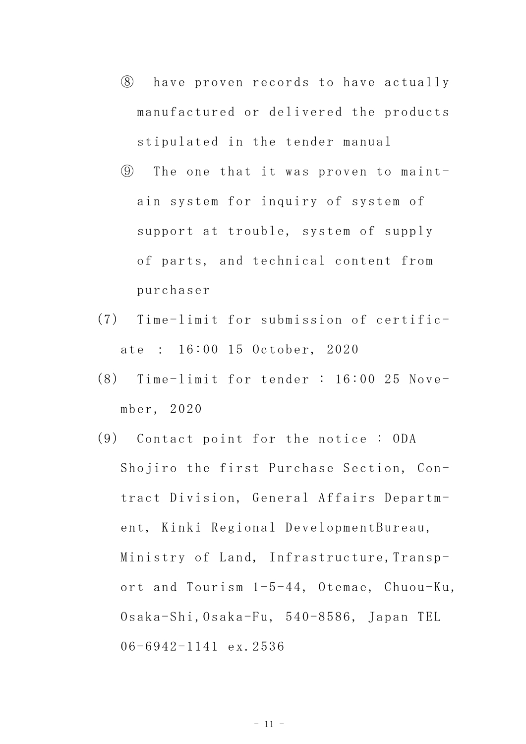⑧ have proven records to have actually manufactured or delivered the products stipulated in the tender manual

⑨ The one that it was proven to maintain system for inquiry of system of support at trouble, system of supply of parts, and technical content from purchaser

(7) Time-limit for submission of certificate : 16:00 15 October, 2020

(8) Time-limit for tender : 16:00 25 November, 2020

(9) Contact point for the notice : ODA Shojiro the first Purchase Section, Contract Division, General Affairs Department, Kinki Regional DevelopmentBureau, Ministry of Land, Infrastructure,Transport and Tourism 1-5-44, Otemae, Chuou-Ku, Osaka-Shi,Osaka-Fu, 540-8586, Japan TEL 06-6942-1141 ex.2536